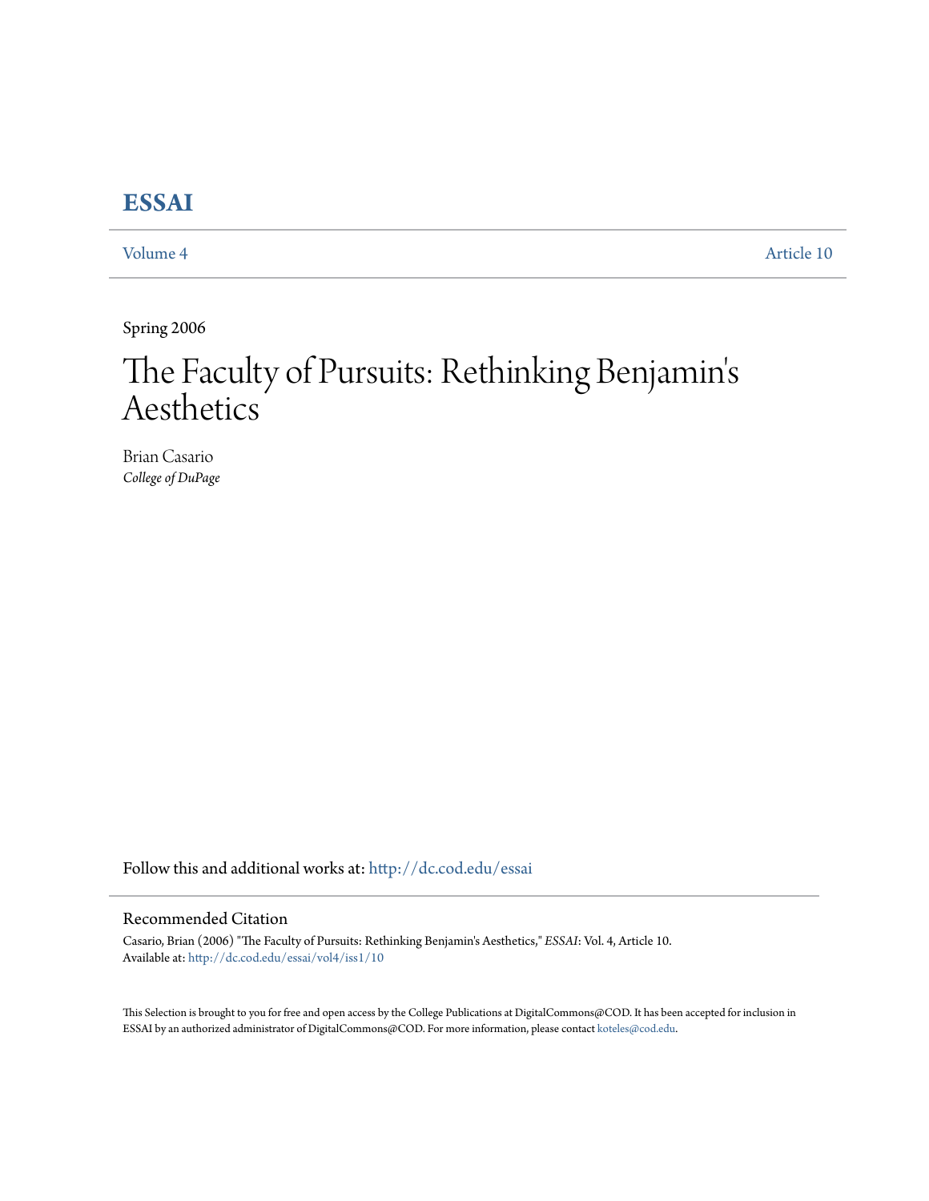# ESSAI

Volume 4 Article 10

Spring 2006

# The Faculty of Pursuits: Rethinking Benjamin's Aesthetics

Brian Casario
*College of DuPage*

Follow this and additional works at: http://dc.cod.edu/essai

## Recommended Citation

Casario, Brian (2006) "The Faculty of Pursuits: Rethinking Benjamin's Aesthetics," *ESSAI*: Vol. 4, Article 10.
Available at: http://dc.cod.edu/essai/vol4/iss1/10

This Selection is brought to you for free and open access by the College Publications at DigitalCommons@COD. It has been accepted for inclusion in ESSAI by an authorized administrator of DigitalCommons@COD. For more information, please contact koteles@cod.edu.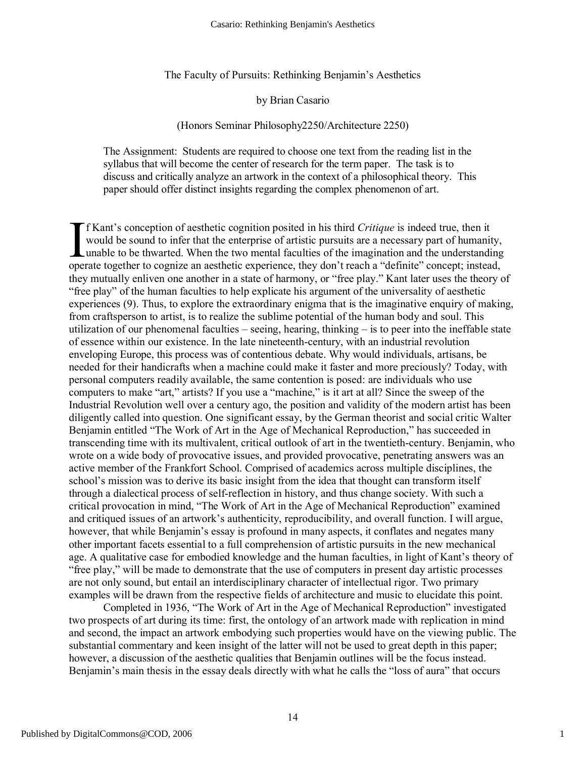The Faculty of Pursuits: Rethinking Benjamin's Aesthetics

by Brian Casario

(Honors Seminar Philosophy2250/Architecture 2250)

> The Assignment: Students are required to choose one text from the reading list in the syllabus that will become the center of research for the term paper. The task is to discuss and critically analyze an artwork in the context of a philosophical theory. This paper should offer distinct insights regarding the complex phenomenon of art.

If Kant's conception of aesthetic cognition posited in his third *Critique* is indeed true, then it would be sound to infer that the enterprise of artistic pursuits are a necessary part of humanity, unable to be thwarted. When the two mental faculties of the imagination and the understanding operate together to cognize an aesthetic experience, they don't reach a "definite" concept; instead, they mutually enliven one another in a state of harmony, or "free play." Kant later uses the theory of "free play" of the human faculties to help explicate his argument of the universality of aesthetic experiences (9). Thus, to explore the extraordinary enigma that is the imaginative enquiry of making, from craftsperson to artist, is to realize the sublime potential of the human body and soul. This utilization of our phenomenal faculties – seeing, hearing, thinking – is to peer into the ineffable state of essence within our existence. In the late nineteenth-century, with an industrial revolution enveloping Europe, this process was of contentious debate. Why would individuals, artisans, be needed for their handicrafts when a machine could make it faster and more preciously? Today, with personal computers readily available, the same contention is posed: are individuals who use computers to make "art," artists? If you use a "machine," is it art at all? Since the sweep of the Industrial Revolution well over a century ago, the position and validity of the modern artist has been diligently called into question. One significant essay, by the German theorist and social critic Walter Benjamin entitled "The Work of Art in the Age of Mechanical Reproduction," has succeeded in transcending time with its multivalent, critical outlook of art in the twentieth-century. Benjamin, who wrote on a wide body of provocative issues, and provided provocative, penetrating answers was an active member of the Frankfort School. Comprised of academics across multiple disciplines, the school's mission was to derive its basic insight from the idea that thought can transform itself through a dialectical process of self-reflection in history, and thus change society. With such a critical provocation in mind, "The Work of Art in the Age of Mechanical Reproduction" examined and critiqued issues of an artwork's authenticity, reproducibility, and overall function. I will argue, however, that while Benjamin's essay is profound in many aspects, it conflates and negates many other important facets essential to a full comprehension of artistic pursuits in the new mechanical age. A qualitative case for embodied knowledge and the human faculties, in light of Kant's theory of "free play," will be made to demonstrate that the use of computers in present day artistic processes are not only sound, but entail an interdisciplinary character of intellectual rigor. Two primary examples will be drawn from the respective fields of architecture and music to elucidate this point.

Completed in 1936, "The Work of Art in the Age of Mechanical Reproduction" investigated two prospects of art during its time: first, the ontology of an artwork made with replication in mind and second, the impact an artwork embodying such properties would have on the viewing public. The substantial commentary and keen insight of the latter will not be used to great depth in this paper; however, a discussion of the aesthetic qualities that Benjamin outlines will be the focus instead. Benjamin's main thesis in the essay deals directly with what he calls the "loss of aura" that occurs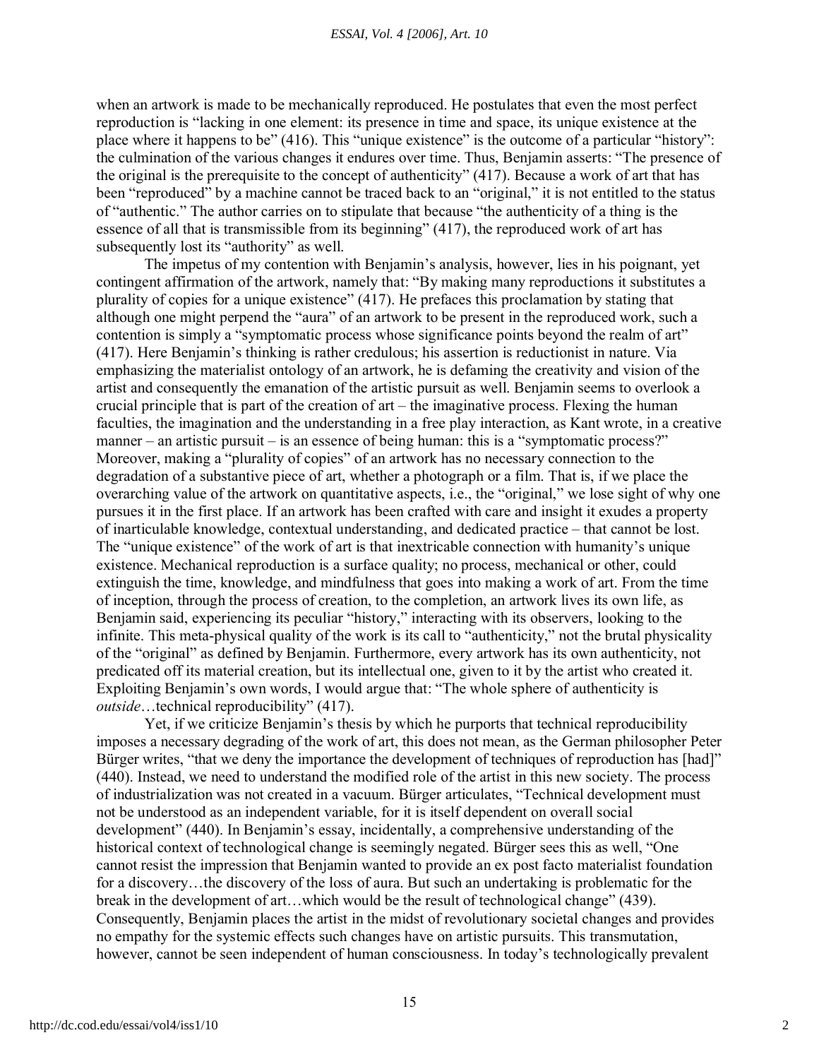when an artwork is made to be mechanically reproduced. He postulates that even the most perfect reproduction is "lacking in one element: its presence in time and space, its unique existence at the place where it happens to be" (416). This "unique existence" is the outcome of a particular "history": the culmination of the various changes it endures over time. Thus, Benjamin asserts: "The presence of the original is the prerequisite to the concept of authenticity" (417). Because a work of art that has been "reproduced" by a machine cannot be traced back to an "original," it is not entitled to the status of "authentic." The author carries on to stipulate that because "the authenticity of a thing is the essence of all that is transmissible from its beginning" (417), the reproduced work of art has subsequently lost its "authority" as well.

The impetus of my contention with Benjamin's analysis, however, lies in his poignant, yet contingent affirmation of the artwork, namely that: "By making many reproductions it substitutes a plurality of copies for a unique existence" (417). He prefaces this proclamation by stating that although one might perpend the "aura" of an artwork to be present in the reproduced work, such a contention is simply a "symptomatic process whose significance points beyond the realm of art" (417). Here Benjamin's thinking is rather credulous; his assertion is reductionist in nature. Via emphasizing the materialist ontology of an artwork, he is defaming the creativity and vision of the artist and consequently the emanation of the artistic pursuit as well. Benjamin seems to overlook a crucial principle that is part of the creation of art – the imaginative process. Flexing the human faculties, the imagination and the understanding in a free play interaction, as Kant wrote, in a creative manner – an artistic pursuit – is an essence of being human: this is a "symptomatic process?" Moreover, making a "plurality of copies" of an artwork has no necessary connection to the degradation of a substantive piece of art, whether a photograph or a film. That is, if we place the overarching value of the artwork on quantitative aspects, i.e., the "original," we lose sight of why one pursues it in the first place. If an artwork has been crafted with care and insight it exudes a property of inarticulable knowledge, contextual understanding, and dedicated practice – that cannot be lost. The "unique existence" of the work of art is that inextricable connection with humanity's unique existence. Mechanical reproduction is a surface quality; no process, mechanical or other, could extinguish the time, knowledge, and mindfulness that goes into making a work of art. From the time of inception, through the process of creation, to the completion, an artwork lives its own life, as Benjamin said, experiencing its peculiar "history," interacting with its observers, looking to the infinite. This meta-physical quality of the work is its call to "authenticity," not the brutal physicality of the "original" as defined by Benjamin. Furthermore, every artwork has its own authenticity, not predicated off its material creation, but its intellectual one, given to it by the artist who created it. Exploiting Benjamin's own words, I would argue that: "The whole sphere of authenticity is *outside*…technical reproducibility" (417).

Yet, if we criticize Benjamin's thesis by which he purports that technical reproducibility imposes a necessary degrading of the work of art, this does not mean, as the German philosopher Peter Bürger writes, "that we deny the importance the development of techniques of reproduction has [had]" (440). Instead, we need to understand the modified role of the artist in this new society. The process of industrialization was not created in a vacuum. Bürger articulates, "Technical development must not be understood as an independent variable, for it is itself dependent on overall social development" (440). In Benjamin's essay, incidentally, a comprehensive understanding of the historical context of technological change is seemingly negated. Bürger sees this as well, "One cannot resist the impression that Benjamin wanted to provide an ex post facto materialist foundation for a discovery…the discovery of the loss of aura. But such an undertaking is problematic for the break in the development of art…which would be the result of technological change" (439). Consequently, Benjamin places the artist in the midst of revolutionary societal changes and provides no empathy for the systemic effects such changes have on artistic pursuits. This transmutation, however, cannot be seen independent of human consciousness. In today's technologically prevalent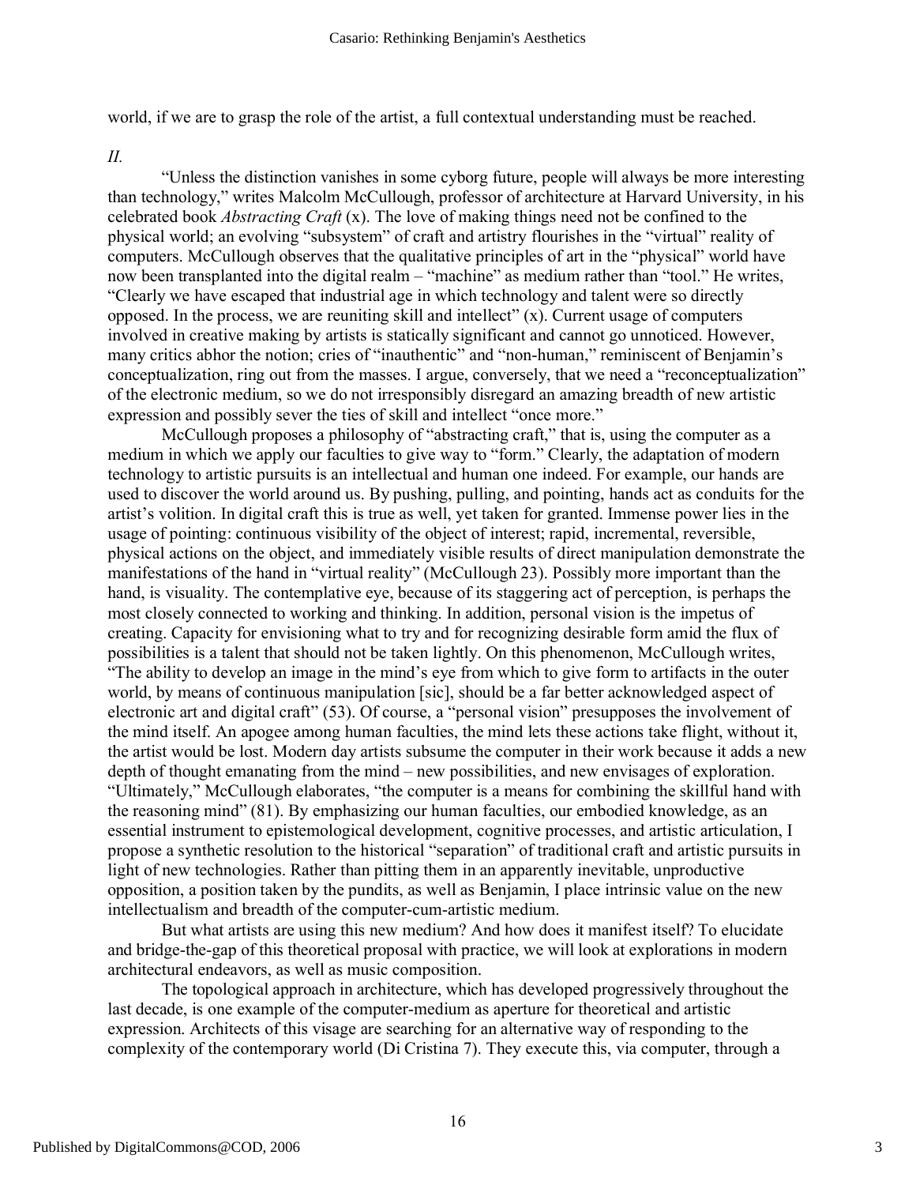world, if we are to grasp the role of the artist, a full contextual understanding must be reached.

*II.*

"Unless the distinction vanishes in some cyborg future, people will always be more interesting than technology," writes Malcolm McCullough, professor of architecture at Harvard University, in his celebrated book *Abstracting Craft* (x). The love of making things need not be confined to the physical world; an evolving "subsystem" of craft and artistry flourishes in the "virtual" reality of computers. McCullough observes that the qualitative principles of art in the "physical" world have now been transplanted into the digital realm – "machine" as medium rather than "tool." He writes, "Clearly we have escaped that industrial age in which technology and talent were so directly opposed. In the process, we are reuniting skill and intellect" (x). Current usage of computers involved in creative making by artists is statically significant and cannot go unnoticed. However, many critics abhor the notion; cries of "inauthentic" and "non-human," reminiscent of Benjamin's conceptualization, ring out from the masses. I argue, conversely, that we need a "reconceptualization" of the electronic medium, so we do not irresponsibly disregard an amazing breadth of new artistic expression and possibly sever the ties of skill and intellect "once more."

McCullough proposes a philosophy of "abstracting craft," that is, using the computer as a medium in which we apply our faculties to give way to "form." Clearly, the adaptation of modern technology to artistic pursuits is an intellectual and human one indeed. For example, our hands are used to discover the world around us. By pushing, pulling, and pointing, hands act as conduits for the artist's volition. In digital craft this is true as well, yet taken for granted. Immense power lies in the usage of pointing: continuous visibility of the object of interest; rapid, incremental, reversible, physical actions on the object, and immediately visible results of direct manipulation demonstrate the manifestations of the hand in "virtual reality" (McCullough 23). Possibly more important than the hand, is visuality. The contemplative eye, because of its staggering act of perception, is perhaps the most closely connected to working and thinking. In addition, personal vision is the impetus of creating. Capacity for envisioning what to try and for recognizing desirable form amid the flux of possibilities is a talent that should not be taken lightly. On this phenomenon, McCullough writes, "The ability to develop an image in the mind's eye from which to give form to artifacts in the outer world, by means of continuous manipulation [sic], should be a far better acknowledged aspect of electronic art and digital craft" (53). Of course, a "personal vision" presupposes the involvement of the mind itself. An apogee among human faculties, the mind lets these actions take flight, without it, the artist would be lost. Modern day artists subsume the computer in their work because it adds a new depth of thought emanating from the mind – new possibilities, and new envisages of exploration. "Ultimately," McCullough elaborates, "the computer is a means for combining the skillful hand with the reasoning mind" (81). By emphasizing our human faculties, our embodied knowledge, as an essential instrument to epistemological development, cognitive processes, and artistic articulation, I propose a synthetic resolution to the historical "separation" of traditional craft and artistic pursuits in light of new technologies. Rather than pitting them in an apparently inevitable, unproductive opposition, a position taken by the pundits, as well as Benjamin, I place intrinsic value on the new intellectualism and breadth of the computer-cum-artistic medium.

But what artists are using this new medium? And how does it manifest itself? To elucidate and bridge-the-gap of this theoretical proposal with practice, we will look at explorations in modern architectural endeavors, as well as music composition.

The topological approach in architecture, which has developed progressively throughout the last decade, is one example of the computer-medium as aperture for theoretical and artistic expression. Architects of this visage are searching for an alternative way of responding to the complexity of the contemporary world (Di Cristina 7). They execute this, via computer, through a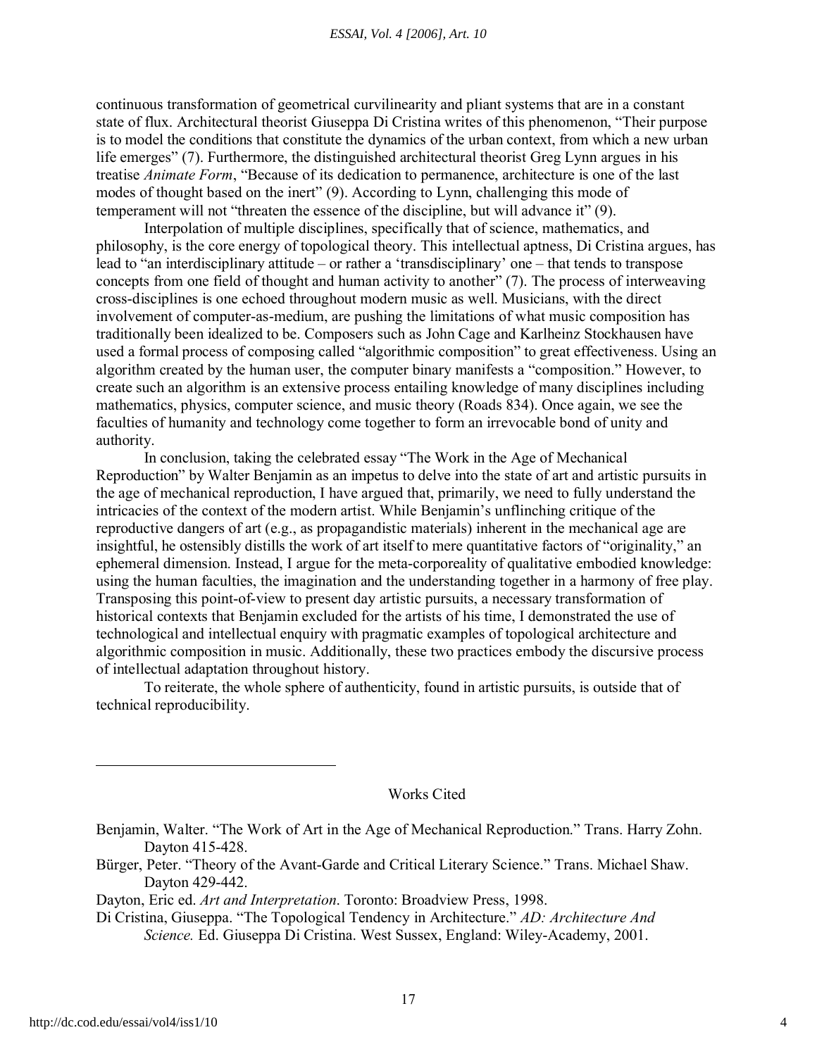continuous transformation of geometrical curvilinearity and pliant systems that are in a constant state of flux. Architectural theorist Giuseppa Di Cristina writes of this phenomenon, "Their purpose is to model the conditions that constitute the dynamics of the urban context, from which a new urban life emerges" (7). Furthermore, the distinguished architectural theorist Greg Lynn argues in his treatise *Animate Form*, "Because of its dedication to permanence, architecture is one of the last modes of thought based on the inert" (9). According to Lynn, challenging this mode of temperament will not "threaten the essence of the discipline, but will advance it" (9).

Interpolation of multiple disciplines, specifically that of science, mathematics, and philosophy, is the core energy of topological theory. This intellectual aptness, Di Cristina argues, has lead to "an interdisciplinary attitude – or rather a 'transdisciplinary' one – that tends to transpose concepts from one field of thought and human activity to another" (7). The process of interweaving cross-disciplines is one echoed throughout modern music as well. Musicians, with the direct involvement of computer-as-medium, are pushing the limitations of what music composition has traditionally been idealized to be. Composers such as John Cage and Karlheinz Stockhausen have used a formal process of composing called "algorithmic composition" to great effectiveness. Using an algorithm created by the human user, the computer binary manifests a "composition." However, to create such an algorithm is an extensive process entailing knowledge of many disciplines including mathematics, physics, computer science, and music theory (Roads 834). Once again, we see the faculties of humanity and technology come together to form an irrevocable bond of unity and authority.

In conclusion, taking the celebrated essay "The Work in the Age of Mechanical Reproduction" by Walter Benjamin as an impetus to delve into the state of art and artistic pursuits in the age of mechanical reproduction, I have argued that, primarily, we need to fully understand the intricacies of the context of the modern artist. While Benjamin's unflinching critique of the reproductive dangers of art (e.g., as propagandistic materials) inherent in the mechanical age are insightful, he ostensibly distills the work of art itself to mere quantitative factors of "originality," an ephemeral dimension. Instead, I argue for the meta-corporeality of qualitative embodied knowledge: using the human faculties, the imagination and the understanding together in a harmony of free play. Transposing this point-of-view to present day artistic pursuits, a necessary transformation of historical contexts that Benjamin excluded for the artists of his time, I demonstrated the use of technological and intellectual enquiry with pragmatic examples of topological architecture and algorithmic composition in music. Additionally, these two practices embody the discursive process of intellectual adaptation throughout history.

To reiterate, the whole sphere of authenticity, found in artistic pursuits, is outside that of technical reproducibility.

---

Works Cited

Benjamin, Walter. "The Work of Art in the Age of Mechanical Reproduction." Trans. Harry Zohn. Dayton 415-428.

Bürger, Peter. "Theory of the Avant-Garde and Critical Literary Science." Trans. Michael Shaw. Dayton 429-442.

Dayton, Eric ed. *Art and Interpretation*. Toronto: Broadview Press, 1998.

Di Cristina, Giuseppa. "The Topological Tendency in Architecture." *AD: Architecture And Science.* Ed. Giuseppa Di Cristina. West Sussex, England: Wiley-Academy, 2001.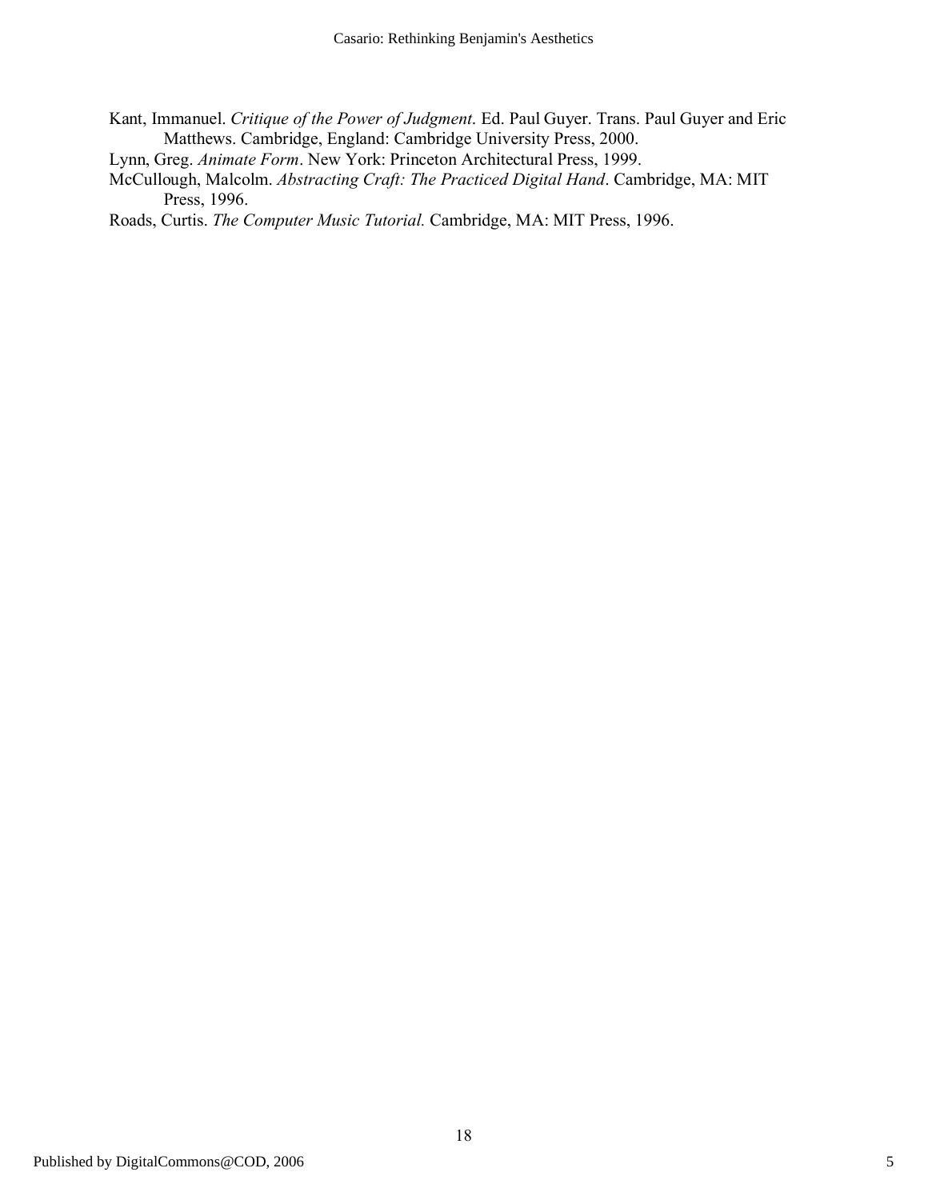Kant, Immanuel. *Critique of the Power of Judgment*. Ed. Paul Guyer. Trans. Paul Guyer and Eric Matthews. Cambridge, England: Cambridge University Press, 2000.

Lynn, Greg. *Animate Form*. New York: Princeton Architectural Press, 1999.

McCullough, Malcolm. *Abstracting Craft: The Practiced Digital Hand*. Cambridge, MA: MIT Press, 1996.

Roads, Curtis. *The Computer Music Tutorial.* Cambridge, MA: MIT Press, 1996.